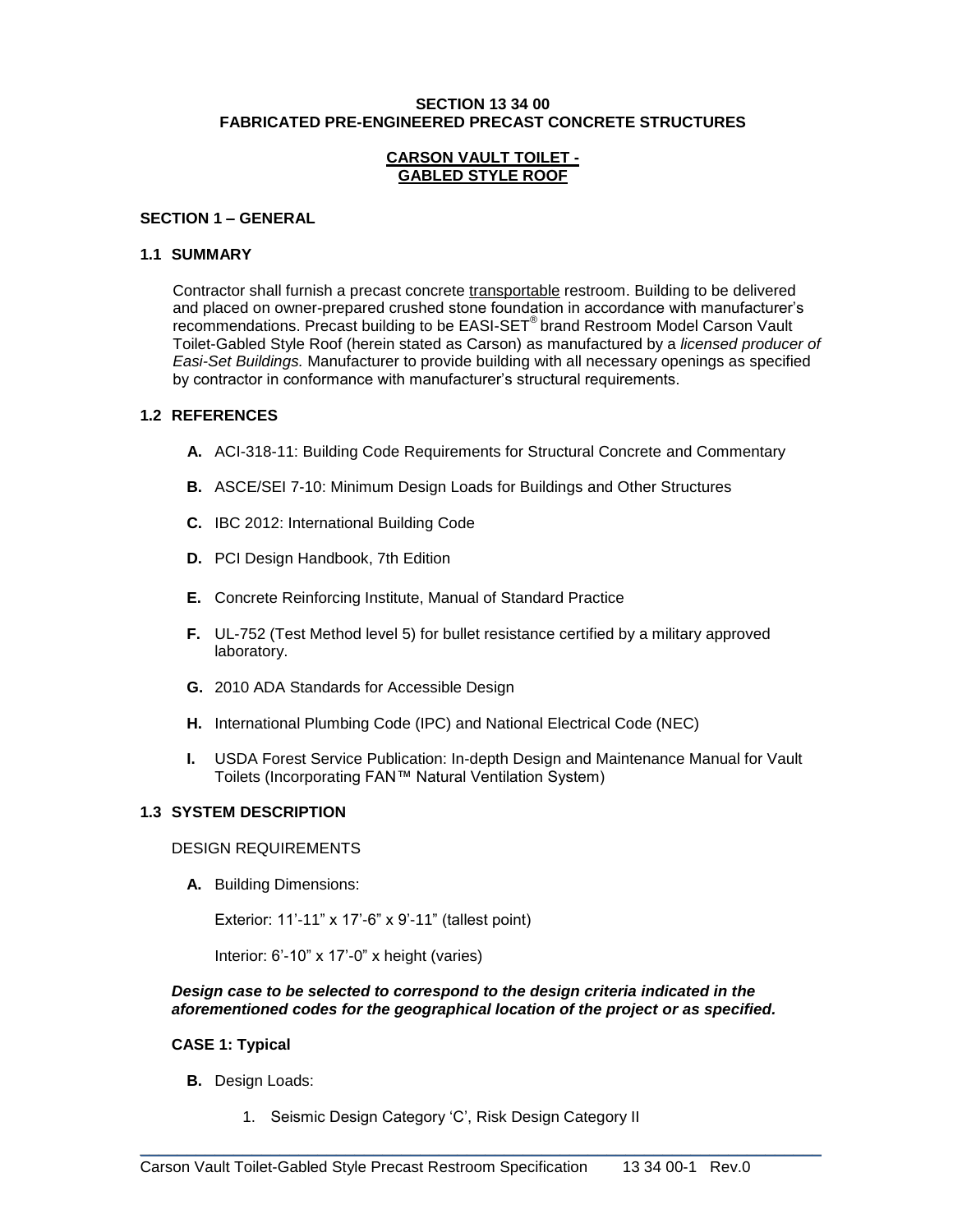# SECTION 13 34 00
# FABRICATED PRE-ENGINEERED PRECAST CONCRETE STRUCTURES

## CARSON VAULT TOILET - GABLED STYLE ROOF

## SECTION 1 – GENERAL

### 1.1 SUMMARY

Contractor shall furnish a precast concrete transportable restroom. Building to be delivered and placed on owner-prepared crushed stone foundation in accordance with manufacturer's recommendations. Precast building to be EASI-SET® brand Restroom Model Carson Vault Toilet-Gabled Style Roof (herein stated as Carson) as manufactured by a *licensed producer of Easi-Set Buildings.* Manufacturer to provide building with all necessary openings as specified by contractor in conformance with manufacturer's structural requirements.

### 1.2 REFERENCES

- **A.** ACI-318-11: Building Code Requirements for Structural Concrete and Commentary
- **B.** ASCE/SEI 7-10: Minimum Design Loads for Buildings and Other Structures
- **C.** IBC 2012: International Building Code
- **D.** PCI Design Handbook, 7th Edition
- **E.** Concrete Reinforcing Institute, Manual of Standard Practice
- **F.** UL-752 (Test Method level 5) for bullet resistance certified by a military approved laboratory.
- **G.** 2010 ADA Standards for Accessible Design
- **H.** International Plumbing Code (IPC) and National Electrical Code (NEC)
- **I.** USDA Forest Service Publication: In-depth Design and Maintenance Manual for Vault Toilets (Incorporating FAN™ Natural Ventilation System)

### 1.3 SYSTEM DESCRIPTION

DESIGN REQUIREMENTS

- **A.** Building Dimensions:

  Exterior: 11'-11" x 17'-6" x 9'-11" (tallest point)

  Interior: 6'-10" x 17'-0" x height (varies)

***Design case to be selected to correspond to the design criteria indicated in the aforementioned codes for the geographical location of the project or as specified.***

**CASE 1: Typical**

- **B.** Design Loads:

  1. Seismic Design Category 'C', Risk Design Category II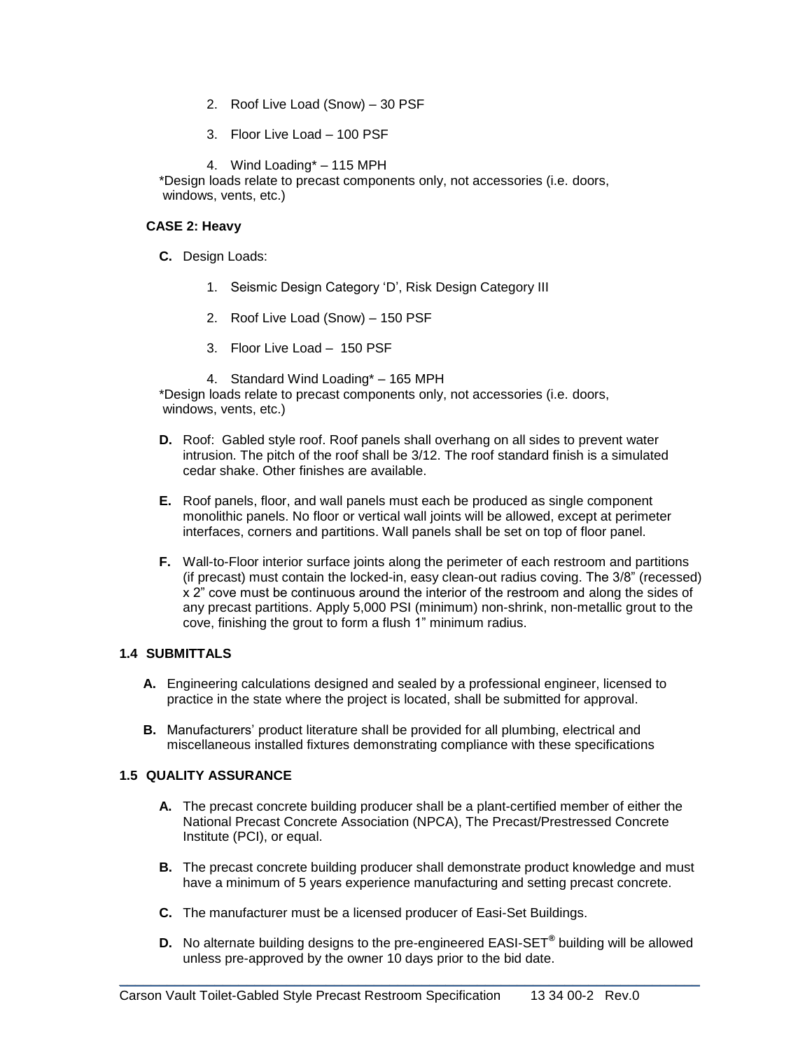2. Roof Live Load (Snow) – 30 PSF

3. Floor Live Load – 100 PSF

4. Wind Loading* – 115 MPH

*Design loads relate to precast components only, not accessories (i.e. doors, windows, vents, etc.)

**CASE 2: Heavy**

**C.** Design Loads:

1. Seismic Design Category 'D', Risk Design Category III

2. Roof Live Load (Snow) – 150 PSF

3. Floor Live Load – 150 PSF

4. Standard Wind Loading* – 165 MPH

*Design loads relate to precast components only, not accessories (i.e. doors, windows, vents, etc.)

**D.** Roof: Gabled style roof. Roof panels shall overhang on all sides to prevent water intrusion. The pitch of the roof shall be 3/12. The roof standard finish is a simulated cedar shake. Other finishes are available.

**E.** Roof panels, floor, and wall panels must each be produced as single component monolithic panels. No floor or vertical wall joints will be allowed, except at perimeter interfaces, corners and partitions. Wall panels shall be set on top of floor panel.

**F.** Wall-to-Floor interior surface joints along the perimeter of each restroom and partitions (if precast) must contain the locked-in, easy clean-out radius coving. The 3/8" (recessed) x 2" cove must be continuous around the interior of the restroom and along the sides of any precast partitions. Apply 5,000 PSI (minimum) non-shrink, non-metallic grout to the cove, finishing the grout to form a flush 1" minimum radius.

## 1.4 SUBMITTALS

**A.** Engineering calculations designed and sealed by a professional engineer, licensed to practice in the state where the project is located, shall be submitted for approval.

**B.** Manufacturers' product literature shall be provided for all plumbing, electrical and miscellaneous installed fixtures demonstrating compliance with these specifications

## 1.5 QUALITY ASSURANCE

**A.** The precast concrete building producer shall be a plant-certified member of either the National Precast Concrete Association (NPCA), The Precast/Prestressed Concrete Institute (PCI), or equal.

**B.** The precast concrete building producer shall demonstrate product knowledge and must have a minimum of 5 years experience manufacturing and setting precast concrete.

**C.** The manufacturer must be a licensed producer of Easi-Set Buildings.

**D.** No alternate building designs to the pre-engineered EASI-SET® building will be allowed unless pre-approved by the owner 10 days prior to the bid date.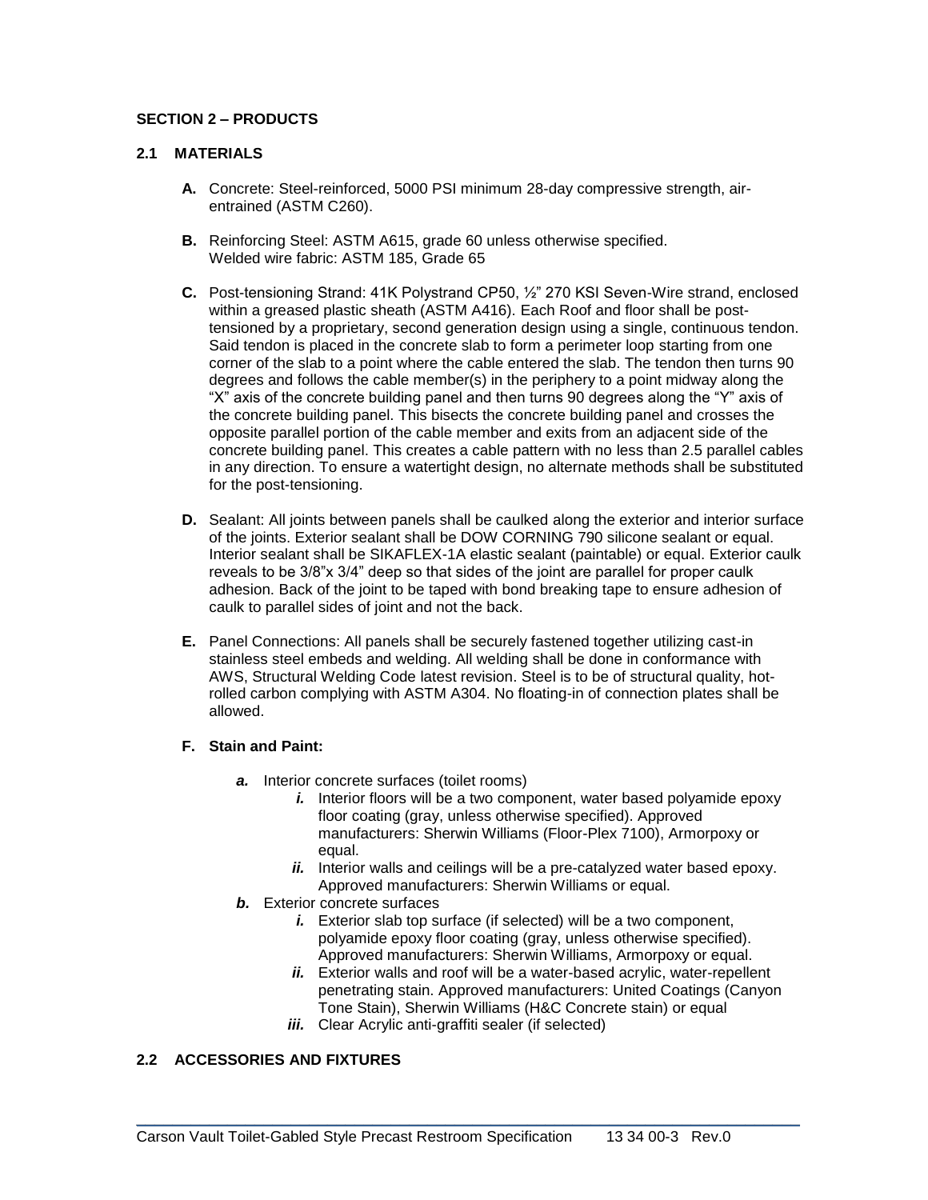## SECTION 2 – PRODUCTS

### 2.1 MATERIALS

**A.** Concrete: Steel-reinforced, 5000 PSI minimum 28-day compressive strength, air-entrained (ASTM C260).

**B.** Reinforcing Steel: ASTM A615, grade 60 unless otherwise specified.
Welded wire fabric: ASTM 185, Grade 65

**C.** Post-tensioning Strand: 41K Polystrand CP50, ½" 270 KSI Seven-Wire strand, enclosed within a greased plastic sheath (ASTM A416). Each Roof and floor shall be post-tensioned by a proprietary, second generation design using a single, continuous tendon. Said tendon is placed in the concrete slab to form a perimeter loop starting from one corner of the slab to a point where the cable entered the slab. The tendon then turns 90 degrees and follows the cable member(s) in the periphery to a point midway along the "X" axis of the concrete building panel and then turns 90 degrees along the "Y" axis of the concrete building panel. This bisects the concrete building panel and crosses the opposite parallel portion of the cable member and exits from an adjacent side of the concrete building panel. This creates a cable pattern with no less than 2.5 parallel cables in any direction. To ensure a watertight design, no alternate methods shall be substituted for the post-tensioning.

**D.** Sealant: All joints between panels shall be caulked along the exterior and interior surface of the joints. Exterior sealant shall be DOW CORNING 790 silicone sealant or equal. Interior sealant shall be SIKAFLEX-1A elastic sealant (paintable) or equal. Exterior caulk reveals to be 3/8"x 3/4" deep so that sides of the joint are parallel for proper caulk adhesion. Back of the joint to be taped with bond breaking tape to ensure adhesion of caulk to parallel sides of joint and not the back.

**E.** Panel Connections: All panels shall be securely fastened together utilizing cast-in stainless steel embeds and welding. All welding shall be done in conformance with AWS, Structural Welding Code latest revision. Steel is to be of structural quality, hot-rolled carbon complying with ASTM A304. No floating-in of connection plates shall be allowed.

**F. Stain and Paint:**

- ***a.*** Interior concrete surfaces (toilet rooms)
  - ***i.*** Interior floors will be a two component, water based polyamide epoxy floor coating (gray, unless otherwise specified). Approved manufacturers: Sherwin Williams (Floor-Plex 7100), Armorpoxy or equal.
  - ***ii.*** Interior walls and ceilings will be a pre-catalyzed water based epoxy. Approved manufacturers: Sherwin Williams or equal.
- ***b.*** Exterior concrete surfaces
  - ***i.*** Exterior slab top surface (if selected) will be a two component, polyamide epoxy floor coating (gray, unless otherwise specified). Approved manufacturers: Sherwin Williams, Armorpoxy or equal.
  - ***ii.*** Exterior walls and roof will be a water-based acrylic, water-repellent penetrating stain. Approved manufacturers: United Coatings (Canyon Tone Stain), Sherwin Williams (H&C Concrete stain) or equal
  - ***iii.*** Clear Acrylic anti-graffiti sealer (if selected)

### 2.2 ACCESSORIES AND FIXTURES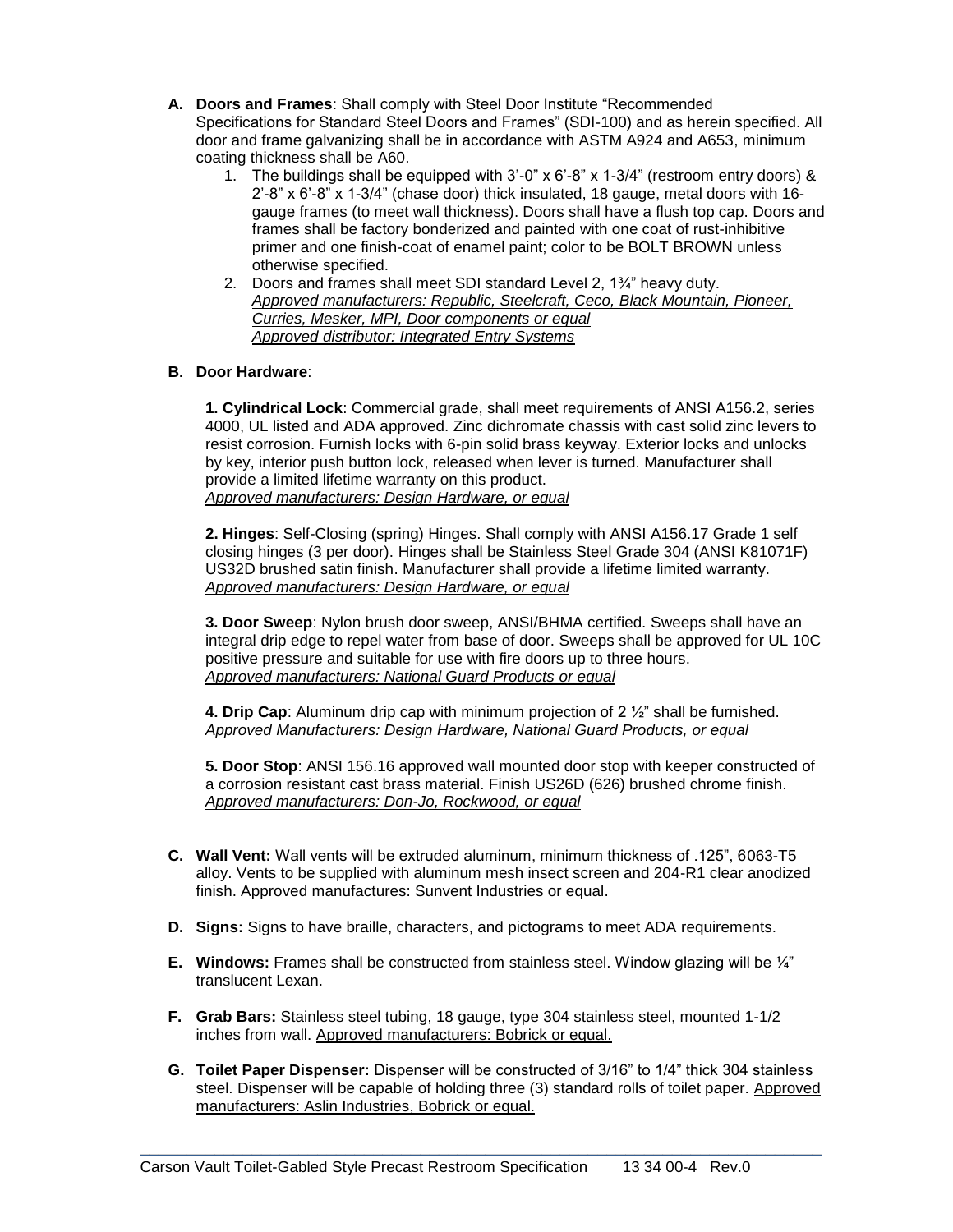**A. Doors and Frames**: Shall comply with Steel Door Institute "Recommended Specifications for Standard Steel Doors and Frames" (SDI-100) and as herein specified. All door and frame galvanizing shall be in accordance with ASTM A924 and A653, minimum coating thickness shall be A60.

1. The buildings shall be equipped with 3'-0" x 6'-8" x 1-3/4" (restroom entry doors) & 2'-8" x 6'-8" x 1-3/4" (chase door) thick insulated, 18 gauge, metal doors with 16-gauge frames (to meet wall thickness). Doors shall have a flush top cap. Doors and frames shall be factory bonderized and painted with one coat of rust-inhibitive primer and one finish-coat of enamel paint; color to be BOLT BROWN unless otherwise specified.
2. Doors and frames shall meet SDI standard Level 2, 1¾" heavy duty.
   *Approved manufacturers: Republic, Steelcraft, Ceco, Black Mountain, Pioneer, Curries, Mesker, MPI, Door components or equal*
   *Approved distributor: Integrated Entry Systems*

**B. Door Hardware**:

**1. Cylindrical Lock**: Commercial grade, shall meet requirements of ANSI A156.2, series 4000, UL listed and ADA approved. Zinc dichromate chassis with cast solid zinc levers to resist corrosion. Furnish locks with 6-pin solid brass keyway. Exterior locks and unlocks by key, interior push button lock, released when lever is turned. Manufacturer shall provide a limited lifetime warranty on this product.
*Approved manufacturers: Design Hardware, or equal*

**2. Hinges**: Self-Closing (spring) Hinges. Shall comply with ANSI A156.17 Grade 1 self closing hinges (3 per door). Hinges shall be Stainless Steel Grade 304 (ANSI K81071F) US32D brushed satin finish. Manufacturer shall provide a lifetime limited warranty.
*Approved manufacturers: Design Hardware, or equal*

**3. Door Sweep**: Nylon brush door sweep, ANSI/BHMA certified. Sweeps shall have an integral drip edge to repel water from base of door. Sweeps shall be approved for UL 10C positive pressure and suitable for use with fire doors up to three hours.
*Approved manufacturers: National Guard Products or equal*

**4. Drip Cap**: Aluminum drip cap with minimum projection of 2 ½" shall be furnished.
*Approved Manufacturers: Design Hardware, National Guard Products, or equal*

**5. Door Stop**: ANSI 156.16 approved wall mounted door stop with keeper constructed of a corrosion resistant cast brass material. Finish US26D (626) brushed chrome finish.
*Approved manufacturers: Don-Jo, Rockwood, or equal*

**C. Wall Vent:** Wall vents will be extruded aluminum, minimum thickness of .125", 6063-T5 alloy. Vents to be supplied with aluminum mesh insect screen and 204-R1 clear anodized finish. Approved manufactures: Sunvent Industries or equal.

**D. Signs:** Signs to have braille, characters, and pictograms to meet ADA requirements.

**E. Windows:** Frames shall be constructed from stainless steel. Window glazing will be ¼" translucent Lexan.

**F. Grab Bars:** Stainless steel tubing, 18 gauge, type 304 stainless steel, mounted 1-1/2 inches from wall. Approved manufacturers: Bobrick or equal.

**G. Toilet Paper Dispenser:** Dispenser will be constructed of 3/16" to 1/4" thick 304 stainless steel. Dispenser will be capable of holding three (3) standard rolls of toilet paper. Approved manufacturers: Aslin Industries, Bobrick or equal.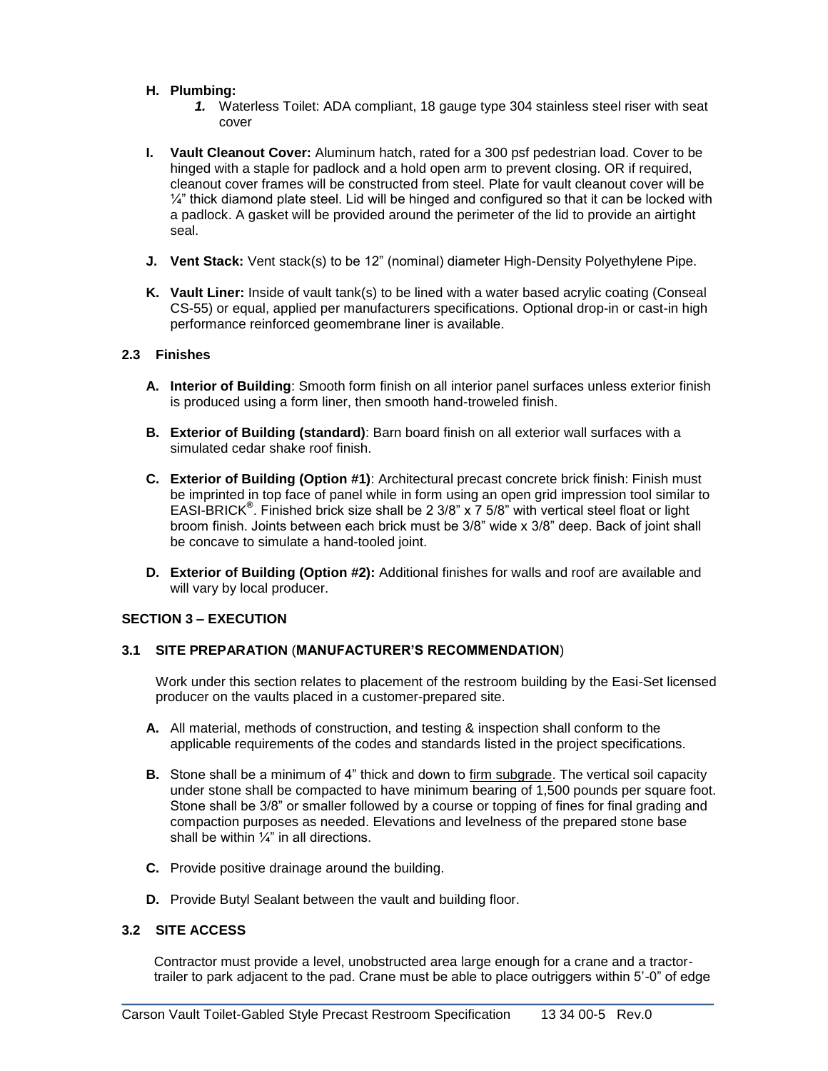**H. Plumbing:**

*1.* Waterless Toilet: ADA compliant, 18 gauge type 304 stainless steel riser with seat cover

**I. Vault Cleanout Cover:** Aluminum hatch, rated for a 300 psf pedestrian load. Cover to be hinged with a staple for padlock and a hold open arm to prevent closing. OR if required, cleanout cover frames will be constructed from steel. Plate for vault cleanout cover will be ¼" thick diamond plate steel. Lid will be hinged and configured so that it can be locked with a padlock. A gasket will be provided around the perimeter of the lid to provide an airtight seal.

**J. Vent Stack:** Vent stack(s) to be 12" (nominal) diameter High-Density Polyethylene Pipe.

**K. Vault Liner:** Inside of vault tank(s) to be lined with a water based acrylic coating (Conseal CS-55) or equal, applied per manufacturers specifications. Optional drop-in or cast-in high performance reinforced geomembrane liner is available.

### 2.3 Finishes

**A. Interior of Building**: Smooth form finish on all interior panel surfaces unless exterior finish is produced using a form liner, then smooth hand-troweled finish.

**B. Exterior of Building (standard)**: Barn board finish on all exterior wall surfaces with a simulated cedar shake roof finish.

**C. Exterior of Building (Option #1)**: Architectural precast concrete brick finish: Finish must be imprinted in top face of panel while in form using an open grid impression tool similar to EASI-BRICK®. Finished brick size shall be 2 3/8" x 7 5/8" with vertical steel float or light broom finish. Joints between each brick must be 3/8" wide x 3/8" deep. Back of joint shall be concave to simulate a hand-tooled joint.

**D. Exterior of Building (Option #2):** Additional finishes for walls and roof are available and will vary by local producer.

## SECTION 3 – EXECUTION

### 3.1 SITE PREPARATION (MANUFACTURER'S RECOMMENDATION)

Work under this section relates to placement of the restroom building by the Easi-Set licensed producer on the vaults placed in a customer-prepared site.

**A.** All material, methods of construction, and testing & inspection shall conform to the applicable requirements of the codes and standards listed in the project specifications.

**B.** Stone shall be a minimum of 4" thick and down to firm subgrade. The vertical soil capacity under stone shall be compacted to have minimum bearing of 1,500 pounds per square foot. Stone shall be 3/8" or smaller followed by a course or topping of fines for final grading and compaction purposes as needed. Elevations and levelness of the prepared stone base shall be within ¼" in all directions.

**C.** Provide positive drainage around the building.

**D.** Provide Butyl Sealant between the vault and building floor.

### 3.2 SITE ACCESS

Contractor must provide a level, unobstructed area large enough for a crane and a tractor-trailer to park adjacent to the pad. Crane must be able to place outriggers within 5'-0" of edge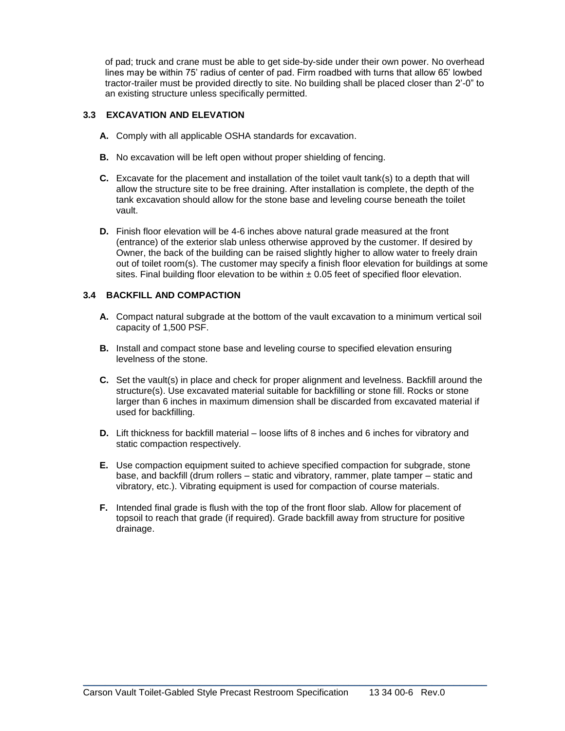of pad; truck and crane must be able to get side-by-side under their own power. No overhead lines may be within 75' radius of center of pad. Firm roadbed with turns that allow 65' lowbed tractor-trailer must be provided directly to site. No building shall be placed closer than 2'-0" to an existing structure unless specifically permitted.

### 3.3 EXCAVATION AND ELEVATION

**A.** Comply with all applicable OSHA standards for excavation.

**B.** No excavation will be left open without proper shielding of fencing.

**C.** Excavate for the placement and installation of the toilet vault tank(s) to a depth that will allow the structure site to be free draining. After installation is complete, the depth of the tank excavation should allow for the stone base and leveling course beneath the toilet vault.

**D.** Finish floor elevation will be 4-6 inches above natural grade measured at the front (entrance) of the exterior slab unless otherwise approved by the customer. If desired by Owner, the back of the building can be raised slightly higher to allow water to freely drain out of toilet room(s). The customer may specify a finish floor elevation for buildings at some sites. Final building floor elevation to be within ± 0.05 feet of specified floor elevation.

### 3.4 BACKFILL AND COMPACTION

**A.** Compact natural subgrade at the bottom of the vault excavation to a minimum vertical soil capacity of 1,500 PSF.

**B.** Install and compact stone base and leveling course to specified elevation ensuring levelness of the stone.

**C.** Set the vault(s) in place and check for proper alignment and levelness. Backfill around the structure(s). Use excavated material suitable for backfilling or stone fill. Rocks or stone larger than 6 inches in maximum dimension shall be discarded from excavated material if used for backfilling.

**D.** Lift thickness for backfill material – loose lifts of 8 inches and 6 inches for vibratory and static compaction respectively.

**E.** Use compaction equipment suited to achieve specified compaction for subgrade, stone base, and backfill (drum rollers – static and vibratory, rammer, plate tamper – static and vibratory, etc.). Vibrating equipment is used for compaction of course materials.

**F.** Intended final grade is flush with the top of the front floor slab. Allow for placement of topsoil to reach that grade (if required). Grade backfill away from structure for positive drainage.